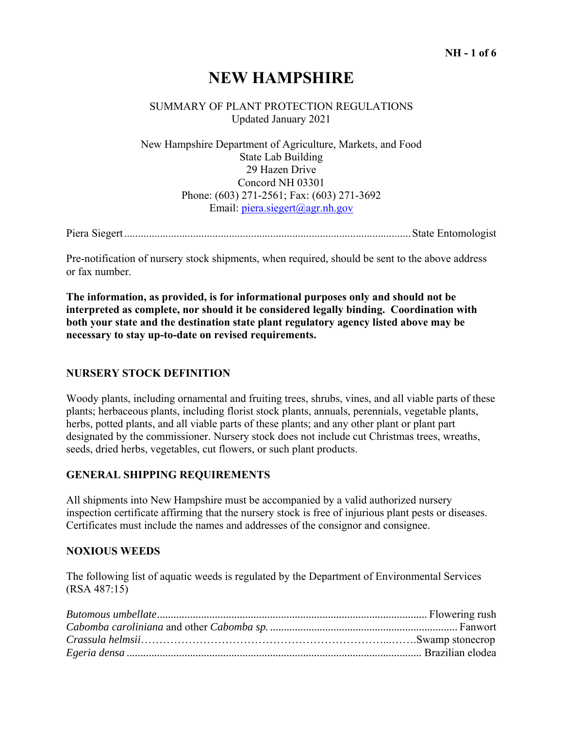# NEW HAMPSHIRE

SUMMARY OF PLANT PROTECTION REGULATIONS
Updated January 2021

New Hampshire Department of Agriculture, Markets, and Food
State Lab Building
29 Hazen Drive
Concord NH 03301
Phone: (603) 271-2561; Fax: (603) 271-3692
Email: piera.siegert@agr.nh.gov

Piera Siegert ........................................ State Entomologist

Pre-notification of nursery stock shipments, when required, should be sent to the above address or fax number.

**The information, as provided, is for informational purposes only and should not be interpreted as complete, nor should it be considered legally binding. Coordination with both your state and the destination state plant regulatory agency listed above may be necessary to stay up-to-date on revised requirements.**

## NURSERY STOCK DEFINITION

Woody plants, including ornamental and fruiting trees, shrubs, vines, and all viable parts of these plants; herbaceous plants, including florist stock plants, annuals, perennials, vegetable plants, herbs, potted plants, and all viable parts of these plants; and any other plant or plant part designated by the commissioner. Nursery stock does not include cut Christmas trees, wreaths, seeds, dried herbs, vegetables, cut flowers, or such plant products.

## GENERAL SHIPPING REQUIREMENTS

All shipments into New Hampshire must be accompanied by a valid authorized nursery inspection certificate affirming that the nursery stock is free of injurious plant pests or diseases. Certificates must include the names and addresses of the consignor and consignee.

## NOXIOUS WEEDS

The following list of aquatic weeds is regulated by the Department of Environmental Services (RSA 487:15)

*Butomous umbellate* ........................................ Flowering rush
*Cabomba caroliniana* and other *Cabomba sp.* ........................................ Fanwort
*Crassula helmsii* ........................................ Swamp stonecrop
*Egeria densa* ........................................ Brazilian elodea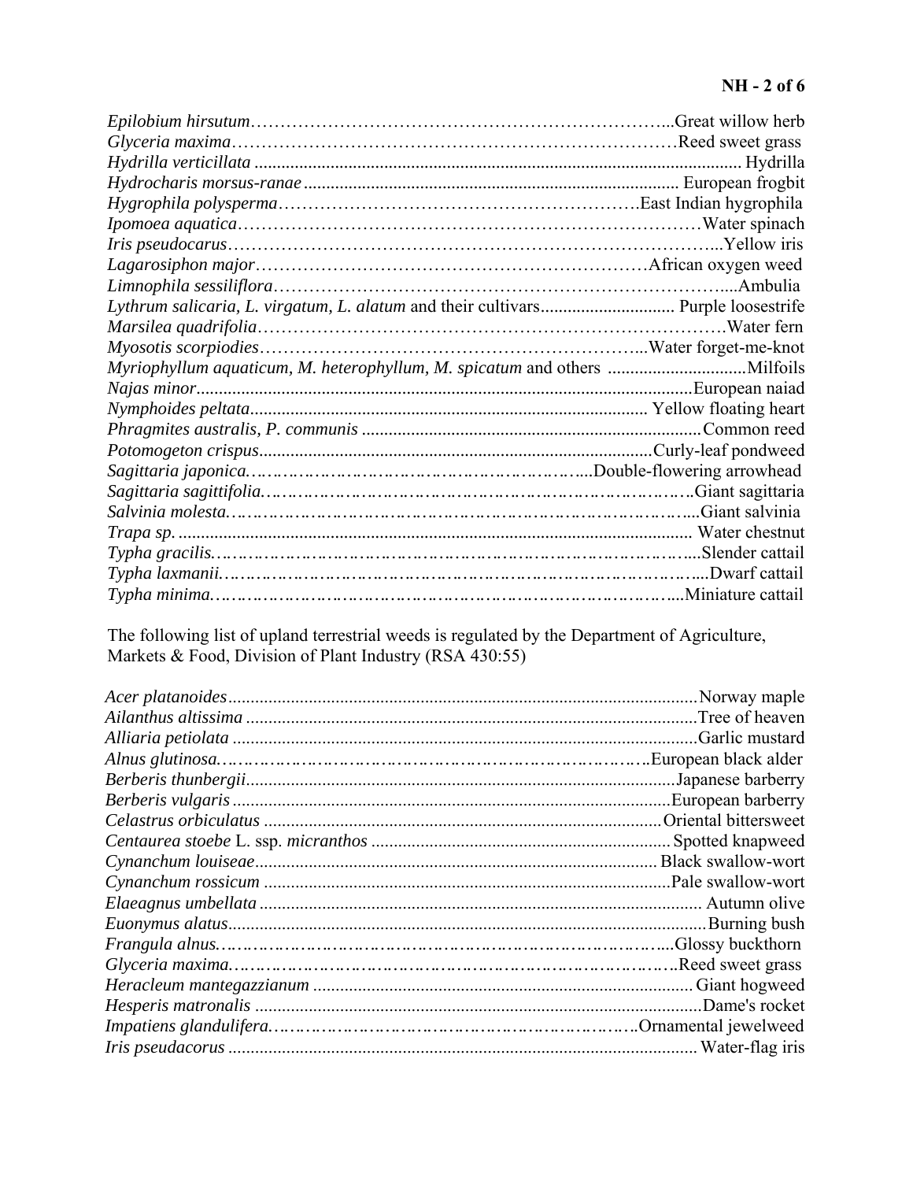*Epilobium hirsutum*……………………………………………………………...Great willow herb
*Glyceria maxima*…………………………………………………………………Reed sweet grass
*Hydrilla verticillata* .............................................................................................................. Hydrilla
*Hydrocharis morsus-ranae* ................................................................................... European frogbit
*Hygrophila polysperma*……………………………………………………….East Indian hygrophila
*Ipomoea aquatica*……………………………………………………………………Water spinach
*Iris pseudocarus*…………………………………………………………………...Yellow iris
*Lagarosiphon major*…………………………………………………………African oxygen weed
*Limnophila sessiliflora*………………………………………………………………….....Ambulia
*Lythrum salicaria, L. virgatum, L. alatum* and their cultivars.............................. Purple loosestrife
*Marsilea quadrifolia*……………………………………………………………………Water fern
*Myosotis scorpiodies*………………………………………………………...Water forget-me-knot
*Myriophyllum aquaticum, M. heterophyllum, M. spicatum* and others ...............................Milfoils
*Najas minor*.............................................................................................................European naiad
*Nymphoides peltata*....................................................................................... Yellow floating heart
*Phragmites australis, P. communis* ...........................................................................Common reed
*Potomogeton crispus*......................................................................................Curly-leaf pondweed
*Sagittaria japonica*.……………………………………………………....Double-flowering arrowhead
*Sagittaria sagittifolia*.……………………………………………………………..Giant sagittaria
*Salvinia molesta*.……………………………………………………………………....Giant salvinia
*Trapa sp.* ................................................................................................................. Water chestnut
*Typha gracilis*.………………………………………………………………………....Slender cattail
*Typha laxmanii*.………………………………………………………………………....Dwarf cattail
*Typha minima*.………………………………………………………………………....Miniature cattail

The following list of upland terrestrial weeds is regulated by the Department of Agriculture, Markets & Food, Division of Plant Industry (RSA 430:55)

*Acer platanoides*.......................................................................................................Norway maple
*Ailanthus altissima* ...................................................................................................Tree of heaven
*Alliaria petiolata* .....................................................................................................Garlic mustard
*Alnus glutinosa*.……………………………………………………………………..European black alder
*Berberis thunbergii*...............................................................................................Japanese barberry
*Berberis vulgaris* .................................................................................................European barberry
*Celastrus orbiculatus* .........................................................................................Oriental bittersweet
*Centaurea stoebe* L. ssp. *micranthos* ...................................................................Spotted knapweed
*Cynanchum louiseae*........................................................................................ Black swallow-wort
*Cynanchum rossicum* .........................................................................................Pale swallow-wort
*Elaeagnus umbellata* .................................................................................................. Autumn olive
*Euonymus alatus*.........................................................................................................Burning bush
*Frangula alnus*.…………………………………………………………………....Glossy buckthorn
*Glyceria maxima*.………………………………………………………………….Reed sweet grass
*Heracleum mantegazzianum* .................................................................................... Giant hogweed
*Hesperis matronalis* ...................................................................................................Dame's rocket
*Impatiens glandulifera*.……………………………………………………………..Ornamental jewelweed
*Iris pseudacorus* ......................................................................................................... Water-flag iris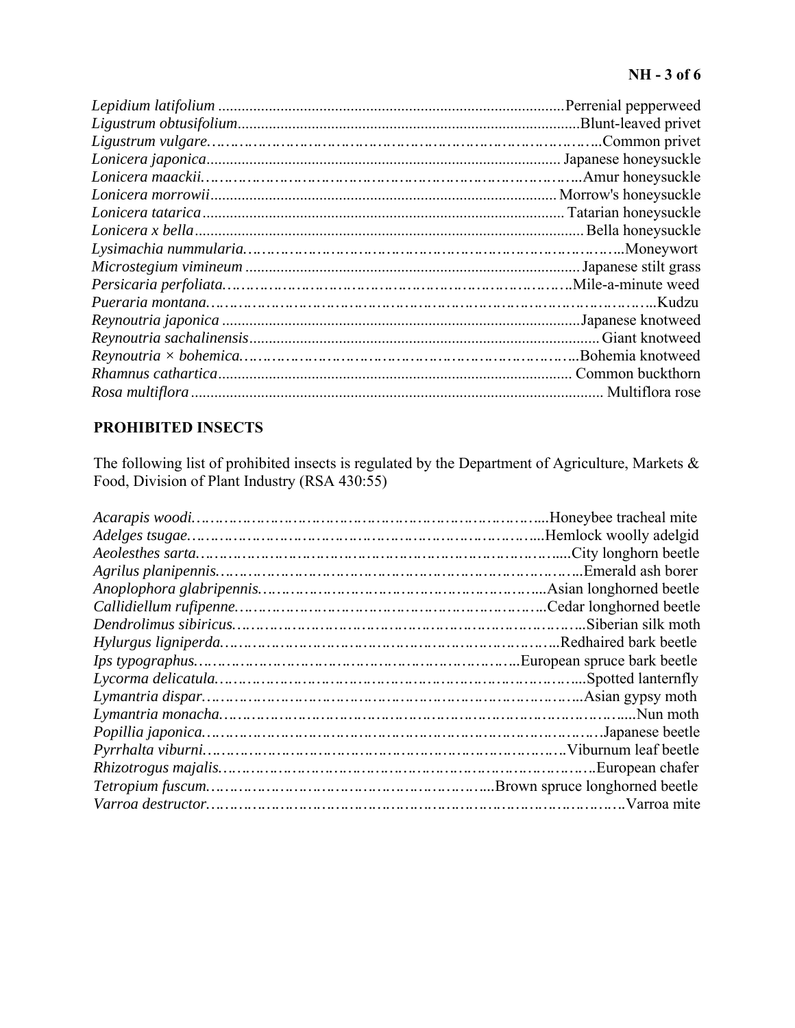*Lepidium latifolium* ........................................................................................Perrenial pepperweed
*Ligustrum obtusifolium*......................................................................................Blunt-leaved privet
*Ligustrum vulgare*……………………………………………………………………Common privet
*Lonicera japonica*.......................................................................................... Japanese honeysuckle
*Lonicera maackii*……………………………………………………………………Amur honeysuckle
*Lonicera morrowii*........................................................................................ Morrow's honeysuckle
*Lonicera tatarica*............................................................................................ Tatarian honeysuckle
*Lonicera x bella*................................................................................................... Bella honeysuckle
*Lysimachia nummularia*……………………………………………………………...Moneywort
*Microstegium vimineum* .................................................................................... Japanese stilt grass
*Persicaria perfoliata*……………………………………………………………..Mile-a-minute weed
*Pueraria montana*……………………………………………………………………………..Kudzu
*Reynoutria japonica* ..........................................................................................Japanese knotweed
*Reynoutria sachalinensis*......................................................................................... Giant knotweed
*Reynoutria × bohemica*……………………………………………………………..Bohemia knotweed
*Rhamnus cathartica*......................................................................................... Common buckthorn
*Rosa multiflora*......................................................................................................... Multiflora rose

## PROHIBITED INSECTS

The following list of prohibited insects is regulated by the Department of Agriculture, Markets & Food, Division of Plant Industry (RSA 430:55)

*Acarapis woodi*……………………………………………………………....Honeybee tracheal mite
*Adelges tsugae*………………………………………………………………....Hemlock woolly adelgid
*Aeolesthes sarta*……………………………………………………………………....City longhorn beetle
*Agrilus planipennis*……………………………………………………………………...Emerald ash borer
*Anoplophora glabripennis*…………………………………………………....Asian longhorned beetle
*Callidiellum rufipenne*……………………………………………………...Cedar longhorned beetle
*Dendrolimus sibiricus*……………………………………………………………...Siberian silk moth
*Hylurgus ligniperda*……………………………………………………………..Redhaired bark beetle
*Ips typographus*………………………………………………………...European spruce bark beetle
*Lycorma delicatula*……………………………………………………………………....Spotted lanternfly
*Lymantria dispar*……………………………………………………………………...Asian gypsy moth
*Lymantria monacha*……………………………………………………………………......Nun moth
*Popillia japonica*……………………………………………………………………….Japanese beetle
*Pyrrhalta viburni*…………………………………………………………………….Viburnum leaf beetle
*Rhizotrogus majalis*…………………………………………………………………….European chafer
*Tetropium fuscum*…………………………………………………....Brown spruce longhorned beetle
*Varroa destructor*………………………………………………………………………….Varroa mite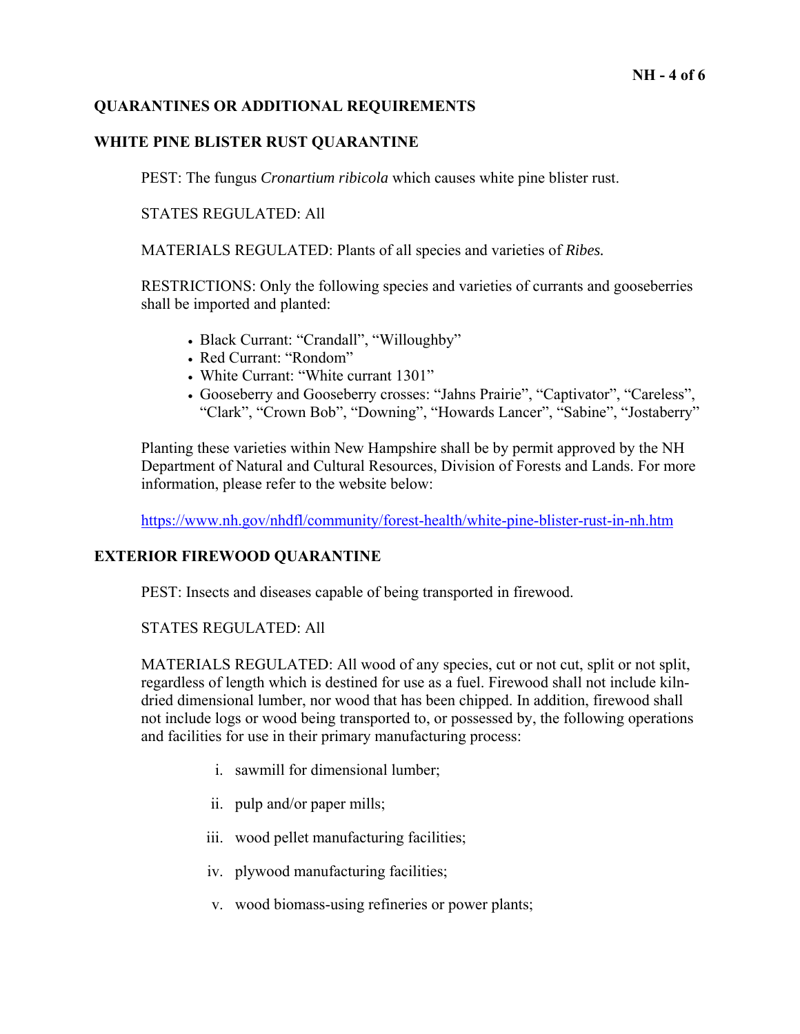## QUARANTINES OR ADDITIONAL REQUIREMENTS

### WHITE PINE BLISTER RUST QUARANTINE

PEST: The fungus *Cronartium ribicola* which causes white pine blister rust.

STATES REGULATED: All

MATERIALS REGULATED: Plants of all species and varieties of *Ribes.*

RESTRICTIONS: Only the following species and varieties of currants and gooseberries shall be imported and planted:

- Black Currant: "Crandall", "Willoughby"
- Red Currant: "Rondom"
- White Currant: "White currant 1301"
- Gooseberry and Gooseberry crosses: "Jahns Prairie", "Captivator", "Careless", "Clark", "Crown Bob", "Downing", "Howards Lancer", "Sabine", "Jostaberry"

Planting these varieties within New Hampshire shall be by permit approved by the NH Department of Natural and Cultural Resources, Division of Forests and Lands. For more information, please refer to the website below:

https://www.nh.gov/nhdfl/community/forest-health/white-pine-blister-rust-in-nh.htm

### EXTERIOR FIREWOOD QUARANTINE

PEST: Insects and diseases capable of being transported in firewood.

STATES REGULATED: All

MATERIALS REGULATED: All wood of any species, cut or not cut, split or not split, regardless of length which is destined for use as a fuel. Firewood shall not include kiln-dried dimensional lumber, nor wood that has been chipped. In addition, firewood shall not include logs or wood being transported to, or possessed by, the following operations and facilities for use in their primary manufacturing process:

i. sawmill for dimensional lumber;

ii. pulp and/or paper mills;

iii. wood pellet manufacturing facilities;

iv. plywood manufacturing facilities;

v. wood biomass-using refineries or power plants;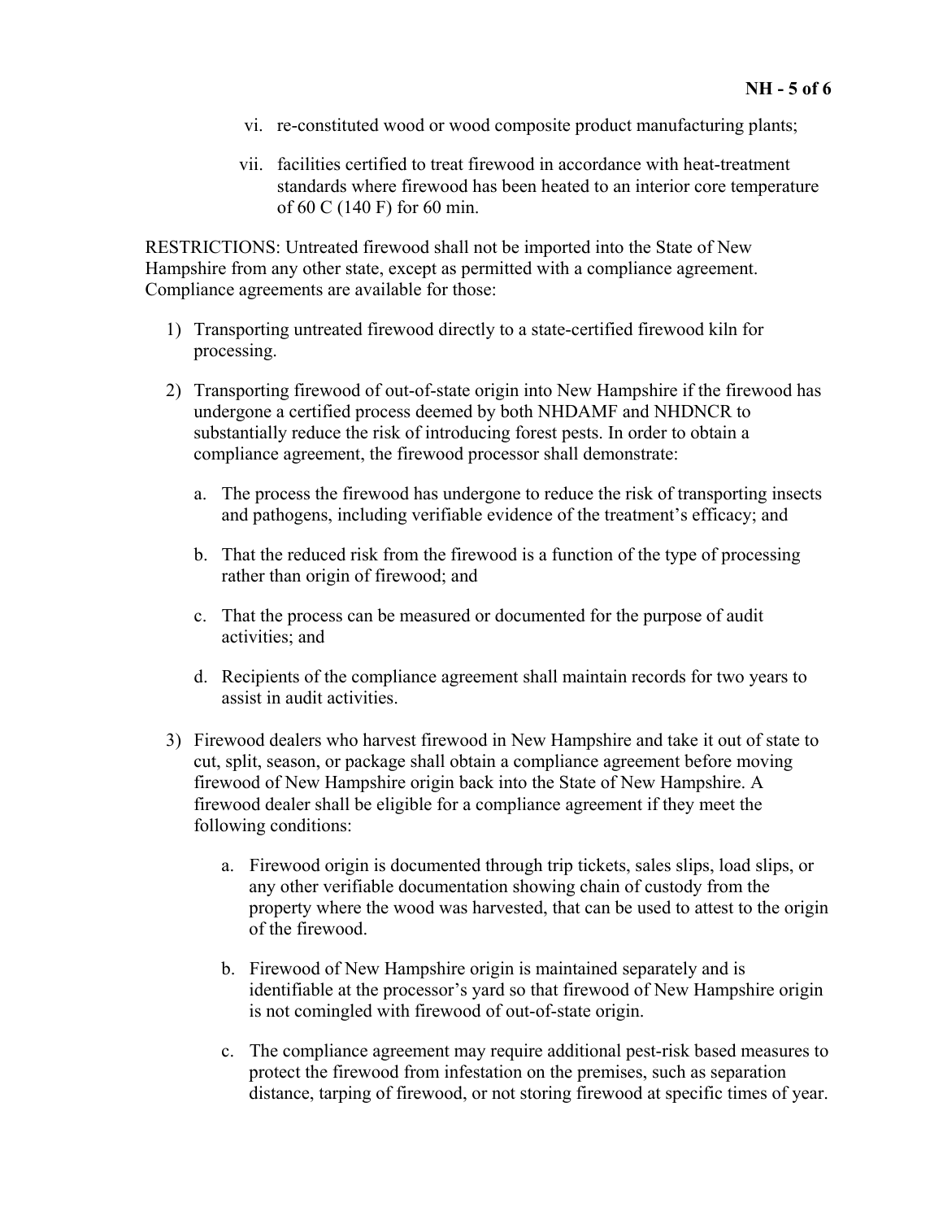vi. re-constituted wood or wood composite product manufacturing plants;

vii. facilities certified to treat firewood in accordance with heat-treatment standards where firewood has been heated to an interior core temperature of 60 C (140 F) for 60 min.

RESTRICTIONS: Untreated firewood shall not be imported into the State of New Hampshire from any other state, except as permitted with a compliance agreement. Compliance agreements are available for those:

1) Transporting untreated firewood directly to a state-certified firewood kiln for processing.

2) Transporting firewood of out-of-state origin into New Hampshire if the firewood has undergone a certified process deemed by both NHDAMF and NHDNCR to substantially reduce the risk of introducing forest pests. In order to obtain a compliance agreement, the firewood processor shall demonstrate:

   a. The process the firewood has undergone to reduce the risk of transporting insects and pathogens, including verifiable evidence of the treatment's efficacy; and

   b. That the reduced risk from the firewood is a function of the type of processing rather than origin of firewood; and

   c. That the process can be measured or documented for the purpose of audit activities; and

   d. Recipients of the compliance agreement shall maintain records for two years to assist in audit activities.

3) Firewood dealers who harvest firewood in New Hampshire and take it out of state to cut, split, season, or package shall obtain a compliance agreement before moving firewood of New Hampshire origin back into the State of New Hampshire. A firewood dealer shall be eligible for a compliance agreement if they meet the following conditions:

   a. Firewood origin is documented through trip tickets, sales slips, load slips, or any other verifiable documentation showing chain of custody from the property where the wood was harvested, that can be used to attest to the origin of the firewood.

   b. Firewood of New Hampshire origin is maintained separately and is identifiable at the processor's yard so that firewood of New Hampshire origin is not comingled with firewood of out-of-state origin.

   c. The compliance agreement may require additional pest-risk based measures to protect the firewood from infestation on the premises, such as separation distance, tarping of firewood, or not storing firewood at specific times of year.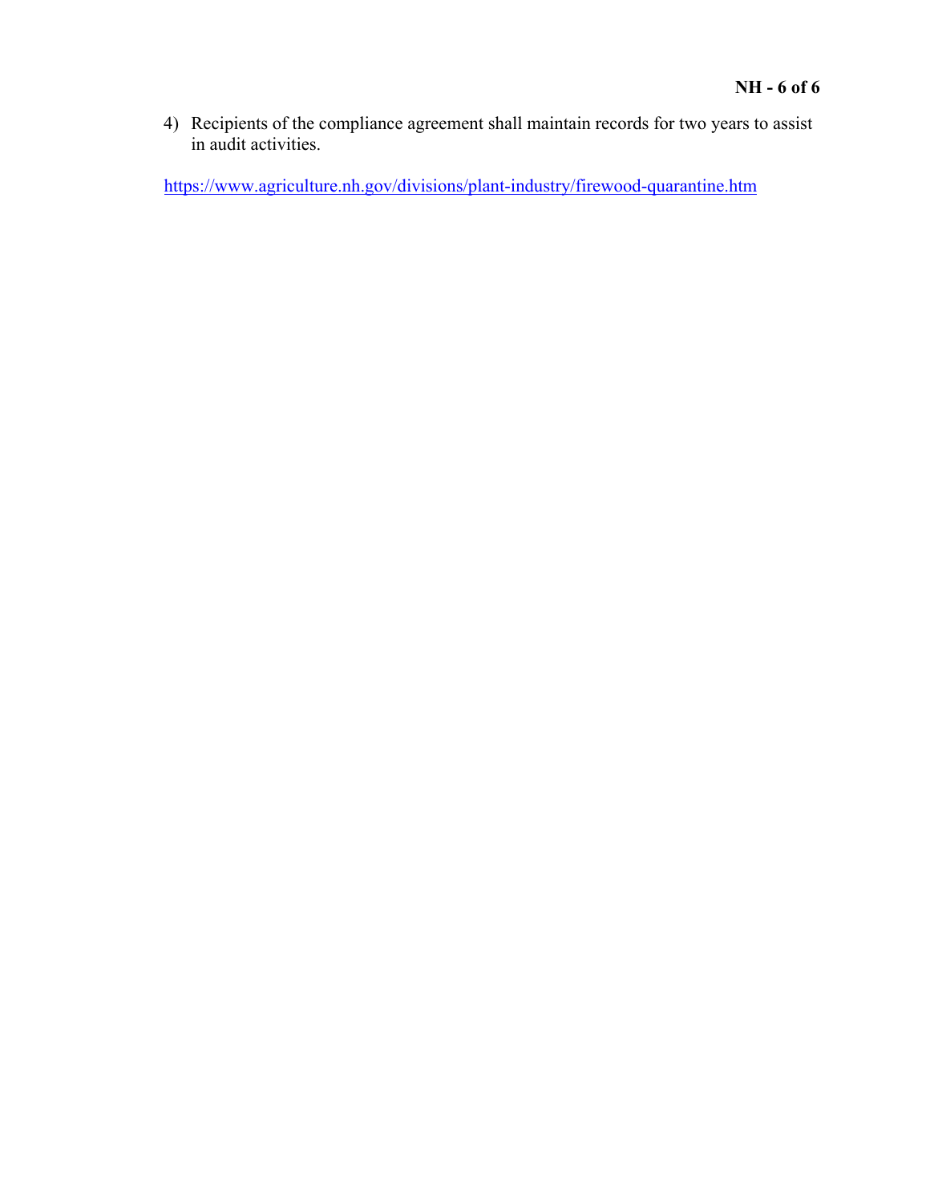4) Recipients of the compliance agreement shall maintain records for two years to assist in audit activities.

https://www.agriculture.nh.gov/divisions/plant-industry/firewood-quarantine.htm